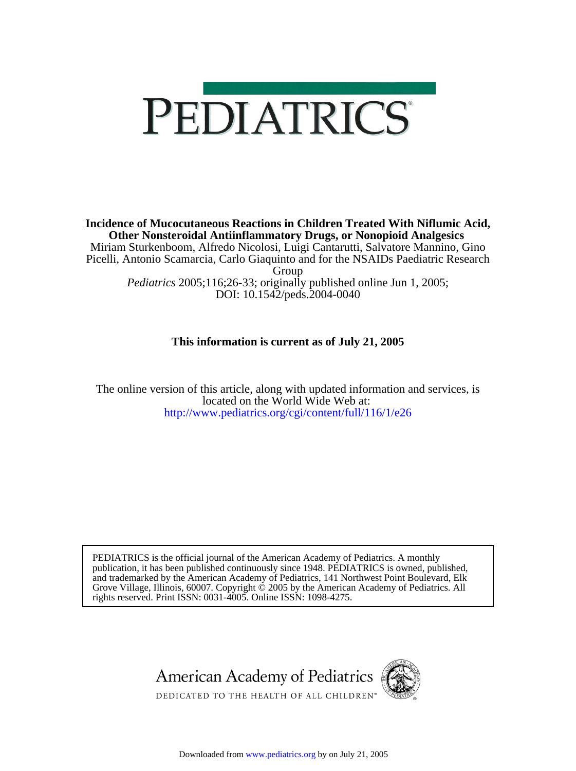# PEDIATRICS®

**Incidence of Mucocutaneous Reactions in Children Treated With Niflumic Acid, Other Nonsteroidal Antiinflammatory Drugs, or Nonopioid Analgesics**

Miriam Sturkenboom, Alfredo Nicolosi, Luigi Cantarutti, Salvatore Mannino, Gino Picelli, Antonio Scamarcia, Carlo Giaquinto and for the NSAIDs Paediatric Research Group

*Pediatrics* 2005;116;26-33; originally published online Jun 1, 2005;
DOI: 10.1542/peds.2004-0040

**This information is current as of July 21, 2005**

The online version of this article, along with updated information and services, is located on the World Wide Web at:
http://www.pediatrics.org/cgi/content/full/116/1/e26

PEDIATRICS is the official journal of the American Academy of Pediatrics. A monthly publication, it has been published continuously since 1948. PEDIATRICS is owned, published, and trademarked by the American Academy of Pediatrics, 141 Northwest Point Boulevard, Elk Grove Village, Illinois, 60007. Copyright © 2005 by the American Academy of Pediatrics. All rights reserved. Print ISSN: 0031-4005. Online ISSN: 1098-4275.

American Academy of Pediatrics
DEDICATED TO THE HEALTH OF ALL CHILDREN™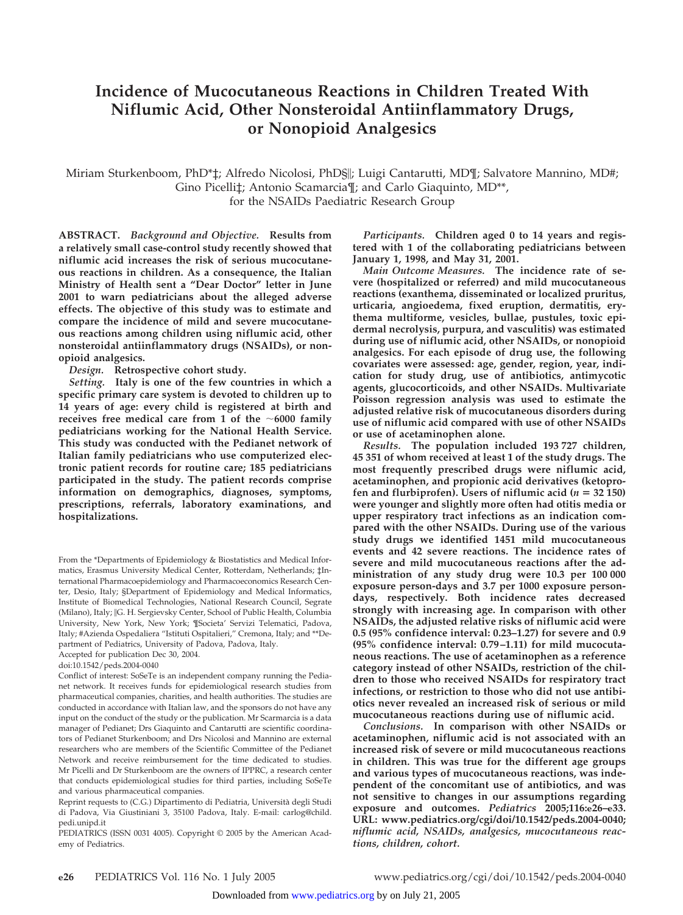# Incidence of Mucocutaneous Reactions in Children Treated With Niflumic Acid, Other Nonsteroidal Antiinflammatory Drugs, or Nonopioid Analgesics

Miriam Sturkenboom, PhD*‡; Alfredo Nicolosi, PhD§‖; Luigi Cantarutti, MD¶; Salvatore Mannino, MD#; Gino Picelli‡; Antonio Scamarcia¶; and Carlo Giaquinto, MD**, for the NSAIDs Paediatric Research Group

**ABSTRACT.** ***Background and Objective.*** **Results from a relatively small case-control study recently showed that niflumic acid increases the risk of serious mucocutaneous reactions in children. As a consequence, the Italian Ministry of Health sent a "Dear Doctor" letter in June 2001 to warn pediatricians about the alleged adverse effects. The objective of this study was to estimate and compare the incidence of mild and severe mucocutaneous reactions among children using niflumic acid, other nonsteroidal antiinflammatory drugs (NSAIDs), or nonopioid analgesics.**

***Design.*** **Retrospective cohort study.**

***Setting.*** **Italy is one of the few countries in which a specific primary care system is devoted to children up to 14 years of age: every child is registered at birth and receives free medical care from 1 of the ~6000 family pediatricians working for the National Health Service. This study was conducted with the Pedianet network of Italian family pediatricians who use computerized electronic patient records for routine care; 185 pediatricians participated in the study. The patient records comprise information on demographics, diagnoses, symptoms, prescriptions, referrals, laboratory examinations, and hospitalizations.**

***Participants.*** **Children aged 0 to 14 years and registered with 1 of the collaborating pediatricians between January 1, 1998, and May 31, 2001.**

***Main Outcome Measures.*** **The incidence rate of severe (hospitalized or referred) and mild mucocutaneous reactions (exanthema, disseminated or localized pruritus, urticaria, angioedema, fixed eruption, dermatitis, erythema multiforme, vesicles, bullae, pustules, toxic epidermal necrolysis, purpura, and vasculitis) was estimated during use of niflumic acid, other NSAIDs, or nonopioid analgesics. For each episode of drug use, the following covariates were assessed: age, gender, region, year, indication for study drug, use of antibiotics, antimycotic agents, glucocorticoids, and other NSAIDs. Multivariate Poisson regression analysis was used to estimate the adjusted relative risk of mucocutaneous disorders during use of niflumic acid compared with use of other NSAIDs or use of acetaminophen alone.**

***Results.*** **The population included 193 727 children, 45 351 of whom received at least 1 of the study drugs. The most frequently prescribed drugs were niflumic acid, acetaminophen, and propionic acid derivatives (ketoprofen and flurbiprofen). Users of niflumic acid ($n = 32\,150$) were younger and slightly more often had otitis media or upper respiratory tract infections as an indication compared with the other NSAIDs. During use of the various study drugs we identified 1451 mild mucocutaneous events and 42 severe reactions. The incidence rates of severe and mild mucocutaneous reactions after the administration of any study drug were 10.3 per 100 000 exposure person-days and 3.7 per 1000 exposure person-days, respectively. Both incidence rates decreased strongly with increasing age. In comparison with other NSAIDs, the adjusted relative risks of niflumic acid were 0.5 (95% confidence interval: 0.23–1.27) for severe and 0.9 (95% confidence interval: 0.79–1.11) for mild mucocutaneous reactions. The use of acetaminophen as a reference category instead of other NSAIDs, restriction of the children to those who received NSAIDs for respiratory tract infections, or restriction to those who did not use antibiotics never revealed an increased risk of serious or mild mucocutaneous reactions during use of niflumic acid.**

***Conclusions.*** **In comparison with other NSAIDs or acetaminophen, niflumic acid is not associated with an increased risk of severe or mild mucocutaneous reactions in children. This was true for the different age groups and various types of mucocutaneous reactions, was independent of the concomitant use of antibiotics, and was not sensitive to changes in our assumptions regarding exposure and outcomes.** ***Pediatrics*** **2005;116:e26–e33. URL: www.pediatrics.org/cgi/doi/10.1542/peds.2004-0040;** ***niflumic acid, NSAIDs, analgesics, mucocutaneous reactions, children, cohort.***

From the *Departments of Epidemiology & Biostatistics and Medical Informatics, Erasmus University Medical Center, Rotterdam, Netherlands; ‡International Pharmacoepidemiology and Pharmacoeconomics Research Center, Desio, Italy; §Department of Epidemiology and Medical Informatics, Institute of Biomedical Technologies, National Research Council, Segrate (Milano), Italy; ‖G. H. Sergievsky Center, School of Public Health, Columbia University, New York, New York; ¶Societa' Servizi Telematici, Padova, Italy; #Azienda Ospedaliera "Istituti Ospitalieri," Cremona, Italy; and **Department of Pediatrics, University of Padova, Padova, Italy.

Accepted for publication Dec 30, 2004.

doi:10.1542/peds.2004-0040

Conflict of interest: SoSeTe is an independent company running the Pedianet network. It receives funds for epidemiological research studies from pharmaceutical companies, charities, and health authorities. The studies are conducted in accordance with Italian law, and the sponsors do not have any input on the conduct of the study or the publication. Mr Scarmarcia is a data manager of Pedianet; Drs Giaquinto and Cantarutti are scientific coordinators of Pedianet Sturkenboom; and Drs Nicolosi and Mannino are external researchers who are members of the Scientific Committee of the Pedianet Network and receive reimbursement for the time dedicated to studies. Mr Picelli and Dr Sturkenboom are the owners of IPPRC, a research center that conducts epidemiological studies for third parties, including SoSeTe and various pharmaceutical companies.

Reprint requests to (C.G.) Dipartimento di Pediatria, Università degli Studi di Padova, Via Giustiniani 3, 35100 Padova, Italy. E-mail: carlog@child.pedi.unipd.it

PEDIATRICS (ISSN 0031 4005). Copyright © 2005 by the American Academy of Pediatrics.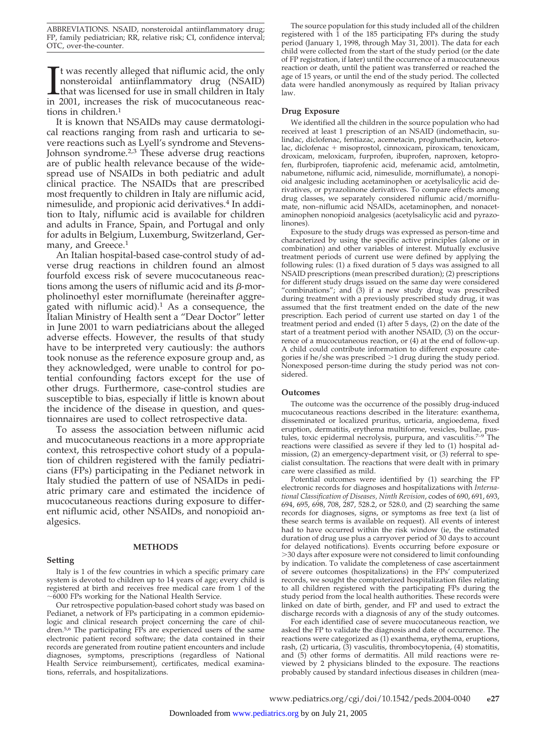ABBREVIATIONS. NSAID, nonsteroidal antiinflammatory drug; FP, family pediatrician; RR, relative risk; CI, confidence interval; OTC, over-the-counter.

It was recently alleged that niflumic acid, the only nonsteroidal antiinflammatory drug (NSAID) that was licensed for use in small children in Italy in 2001, increases the risk of mucocutaneous reactions in children.[1]

It is known that NSAIDs may cause dermatological reactions ranging from rash and urticaria to severe reactions such as Lyell's syndrome and Stevens-Johnson syndrome.[2,3] These adverse drug reactions are of public health relevance because of the widespread use of NSAIDs in both pediatric and adult clinical practice. The NSAIDs that are prescribed most frequently to children in Italy are niflumic acid, nimesulide, and propionic acid derivatives.[4] In addition to Italy, niflumic acid is available for children and adults in France, Spain, and Portugal and only for adults in Belgium, Luxemburg, Switzerland, Germany, and Greece.[1]

An Italian hospital-based case-control study of adverse drug reactions in children found an almost fourfold excess risk of severe mucocutaneous reactions among the users of niflumic acid and its β-morpholinoethyl ester morniflumate (hereinafter aggregated with niflumic acid).[1] As a consequence, the Italian Ministry of Health sent a "Dear Doctor" letter in June 2001 to warn pediatricians about the alleged adverse effects. However, the results of that study have to be interpreted very cautiously: the authors took nonuse as the reference exposure group and, as they acknowledged, were unable to control for potential confounding factors except for the use of other drugs. Furthermore, case-control studies are susceptible to bias, especially if little is known about the incidence of the disease in question, and questionnaires are used to collect retrospective data.

To assess the association between niflumic acid and mucocutaneous reactions in a more appropriate context, this retrospective cohort study of a population of children registered with the family pediatricians (FPs) participating in the Pedianet network in Italy studied the pattern of use of NSAIDs in pediatric primary care and estimated the incidence of mucocutaneous reactions during exposure to different niflumic acid, other NSAIDs, and nonopioid analgesics.

## METHODS

### Setting

Italy is 1 of the few countries in which a specific primary care system is devoted to children up to 14 years of age; every child is registered at birth and receives free medical care from 1 of the ~6000 FPs working for the National Health Service.

Our retrospective population-based cohort study was based on Pedianet, a network of FPs participating in a common epidemiologic and clinical research project concerning the care of children.[5,6] The participating FPs are experienced users of the same electronic patient record software; the data contained in their records are generated from routine patient encounters and include diagnoses, symptoms, prescriptions (regardless of National Health Service reimbursement), certificates, medical examinations, referrals, and hospitalizations.

The source population for this study included all of the children registered with 1 of the 185 participating FPs during the study period (January 1, 1998, through May 31, 2001). The data for each child were collected from the start of the study period (or the date of FP registration, if later) until the occurrence of a mucocutaneous reaction or death, until the patient was transferred or reached the age of 15 years, or until the end of the study period. The collected data were handled anonymously as required by Italian privacy law.

### Drug Exposure

We identified all the children in the source population who had received at least 1 prescription of an NSAID (indomethacin, sulindac, diclofenac, fentiazac, acemetacin, proglumethacin, ketorolac, diclofenac + misoprostol, cinnoxicam, piroxicam, tenoxicam, droxicam, meloxicam, furprofen, ibuprofen, naproxen, ketoprofen, flurbiprofen, tiaprofenic acid, mefenamic acid, amtolmetin, nabumetone, niflumic acid, nimesulide, morniflumate), a nonopioid analgesic including acetaminophen or acetylsalicylic acid derivatives, or pyrazolinone derivatives. To compare effects among drug classes, we separately considered niflumic acid/morniflumate, non–niflumic acid NSAIDs, acetaminophen, and nonacetaminophen nonopioid analgesics (acetylsalicylic acid and pyrazolinones).

Exposure to the study drugs was expressed as person-time and characterized by using the specific active principles (alone or in combination) and other variables of interest. Mutually exclusive treatment periods of current use were defined by applying the following rules: (1) a fixed duration of 5 days was assigned to all NSAID prescriptions (mean prescribed duration); (2) prescriptions for different study drugs issued on the same day were considered "combinations"; and (3) if a new study drug was prescribed during treatment with a previously prescribed study drug, it was assumed that the first treatment ended on the date of the new prescription. Each period of current use started on day 1 of the treatment period and ended (1) after 5 days, (2) on the date of the start of a treatment period with another NSAID, (3) on the occurrence of a mucocutaneous reaction, or (4) at the end of follow-up. A child could contribute information to different exposure categories if he/she was prescribed >1 drug during the study period. Nonexposed person-time during the study period was not considered.

### Outcomes

The outcome was the occurrence of the possibly drug-induced mucocutaneous reactions described in the literature: exanthema, disseminated or localized pruritus, urticaria, angioedema, fixed eruption, dermatitis, erythema multiforme, vesicles, bullae, pustules, toxic epidermal necrolysis, purpura, and vasculitis.[7–9] The reactions were classified as severe if they led to (1) hospital admission, (2) an emergency-department visit, or (3) referral to specialist consultation. The reactions that were dealt with in primary care were classified as mild.

Potential outcomes were identified by (1) searching the FP electronic records for diagnoses and hospitalizations with *International Classification of Diseases, Ninth Revision*, codes of 690, 691, 693, 694, 695, 698, 708, 287, 528.2, or 528.0, and (2) searching the same records for diagnoses, signs, or symptoms as free text (a list of these search terms is available on request). All events of interest had to have occurred within the risk window (ie, the estimated duration of drug use plus a carryover period of 30 days to account for delayed notifications). Events occurring before exposure or >30 days after exposure were not considered to limit confounding by indication. To validate the completeness of case ascertainment of severe outcomes (hospitalizations) in the FPs' computerized records, we sought the computerized hospitalization files relating to all children registered with the participating FPs during the study period from the local health authorities. These records were linked on date of birth, gender, and FP and used to extract the discharge records with a diagnosis of any of the study outcomes.

For each identified case of severe mucocutaneous reaction, we asked the FP to validate the diagnosis and date of occurrence. The reactions were categorized as (1) exanthema, erythema, eruptions, rash, (2) urticaria, (3) vasculitis, thrombocytopenia, (4) stomatitis, and (5) other forms of dermatitis. All mild reactions were reviewed by 2 physicians blinded to the exposure. The reactions probably caused by standard infectious diseases in children (mea-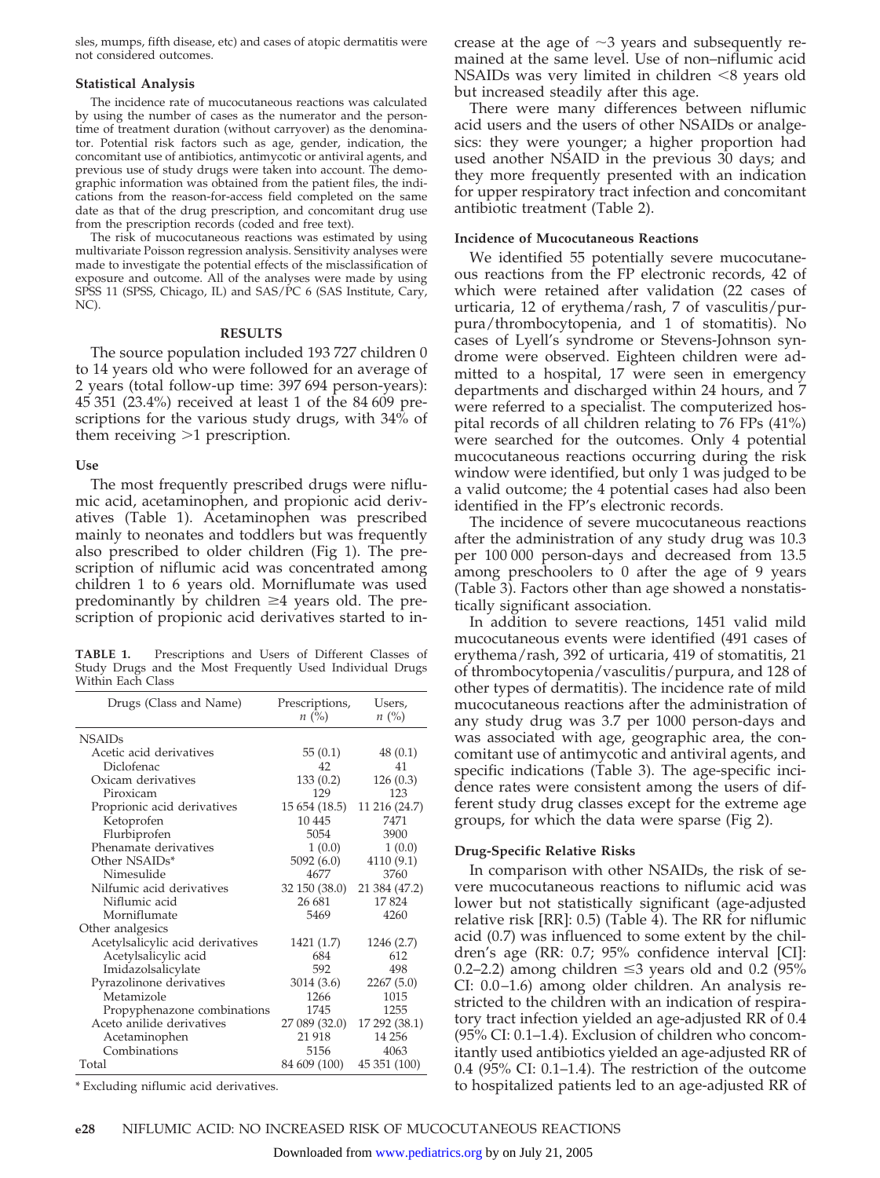sles, mumps, fifth disease, etc) and cases of atopic dermatitis were not considered outcomes.

### Statistical Analysis

The incidence rate of mucocutaneous reactions was calculated by using the number of cases as the numerator and the person-time of treatment duration (without carryover) as the denominator. Potential risk factors such as age, gender, indication, the concomitant use of antibiotics, antimycotic or antiviral agents, and previous use of study drugs were taken into account. The demographic information was obtained from the patient files, the indications from the reason-for-access field completed on the same date as that of the drug prescription, and concomitant drug use from the prescription records (coded and free text).

The risk of mucocutaneous reactions was estimated by using multivariate Poisson regression analysis. Sensitivity analyses were made to investigate the potential effects of the misclassification of exposure and outcome. All of the analyses were made by using SPSS 11 (SPSS, Chicago, IL) and SAS/PC 6 (SAS Institute, Cary, NC).

## RESULTS

The source population included 193 727 children 0 to 14 years old who were followed for an average of 2 years (total follow-up time: 397 694 person-years): 45 351 (23.4%) received at least 1 of the 84 609 prescriptions for the various study drugs, with 34% of them receiving >1 prescription.

### Use

The most frequently prescribed drugs were niflumic acid, acetaminophen, and propionic acid derivatives (Table 1). Acetaminophen was prescribed mainly to neonates and toddlers but was frequently also prescribed to older children (Fig 1). The prescription of niflumic acid was concentrated among children 1 to 6 years old. Morniflumate was used predominantly by children ≥4 years old. The prescription of propionic acid derivatives started to increase at the age of ~3 years and subsequently remained at the same level. Use of non–niflumic acid NSAIDs was very limited in children <8 years old but increased steadily after this age.

**TABLE 1.** Prescriptions and Users of Different Classes of Study Drugs and the Most Frequently Used Individual Drugs Within Each Class

| Drugs (Class and Name) | Prescriptions, n (%) | Users, n (%) |
|---|---|---|
| NSAIDs | | |
| Acetic acid derivatives | 55 (0.1) | 48 (0.1) |
| Diclofenac | 42 | 41 |
| Oxicam derivatives | 133 (0.2) | 126 (0.3) |
| Piroxicam | 129 | 123 |
| Proprionic acid derivatives | 15 654 (18.5) | 11 216 (24.7) |
| Ketoprofen | 10 445 | 7471 |
| Flurbiprofen | 5054 | 3900 |
| Phenamate derivatives | 1 (0.0) | 1 (0.0) |
| Other NSAIDs* | 5092 (6.0) | 4110 (9.1) |
| Nimesulide | 4677 | 3760 |
| Nilfumic acid derivatives | 32 150 (38.0) | 21 384 (47.2) |
| Niflumic acid | 26 681 | 17 824 |
| Morniflumate | 5469 | 4260 |
| Other analgesics | | |
| Acetylsalicylic acid derivatives | 1421 (1.7) | 1246 (2.7) |
| Acetylsalicylic acid | 684 | 612 |
| Imidazolsalicylate | 592 | 498 |
| Pyrazolinone derivatives | 3014 (3.6) | 2267 (5.0) |
| Metamizole | 1266 | 1015 |
| Propyphenazone combinations | 1745 | 1255 |
| Aceto anilide derivatives | 27 089 (32.0) | 17 292 (38.1) |
| Acetaminophen | 21 918 | 14 256 |
| Combinations | 5156 | 4063 |
| Total | 84 609 (100) | 45 351 (100) |

\* Excluding niflumic acid derivatives.

There were many differences between niflumic acid users and the users of other NSAIDs or analgesics: they were younger; a higher proportion had used another NSAID in the previous 30 days; and they more frequently presented with an indication for upper respiratory tract infection and concomitant antibiotic treatment (Table 2).

### Incidence of Mucocutaneous Reactions

We identified 55 potentially severe mucocutaneous reactions from the FP electronic records, 42 of which were retained after validation (22 cases of urticaria, 12 of erythema/rash, 7 of vasculitis/purpura/thrombocytopenia, and 1 of stomatitis). No cases of Lyell's syndrome or Stevens-Johnson syndrome were observed. Eighteen children were admitted to a hospital, 17 were seen in emergency departments and discharged within 24 hours, and 7 were referred to a specialist. The computerized hospital records of all children relating to 76 FPs (41%) were searched for the outcomes. Only 4 potential mucocutaneous reactions occurring during the risk window were identified, but only 1 was judged to be a valid outcome; the 4 potential cases had also been identified in the FP's electronic records.

The incidence of severe mucocutaneous reactions after the administration of any study drug was 10.3 per 100 000 person-days and decreased from 13.5 among preschoolers to 0 after the age of 9 years (Table 3). Factors other than age showed a nonstatistically significant association.

In addition to severe reactions, 1451 valid mild mucocutaneous events were identified (491 cases of erythema/rash, 392 of urticaria, 419 of stomatitis, 21 of thrombocytopenia/vasculitis/purpura, and 128 of other types of dermatitis). The incidence rate of mild mucocutaneous reactions after the administration of any study drug was 3.7 per 1000 person-days and was associated with age, geographic area, the concomitant use of antimycotic and antiviral agents, and specific indications (Table 3). The age-specific incidence rates were consistent among the users of different study drug classes except for the extreme age groups, for which the data were sparse (Fig 2).

### Drug-Specific Relative Risks

In comparison with other NSAIDs, the risk of severe mucocutaneous reactions to niflumic acid was lower but not statistically significant (age-adjusted relative risk [RR]: 0.5) (Table 4). The RR for niflumic acid (0.7) was influenced to some extent by the children's age (RR: 0.7; 95% confidence interval [CI]: 0.2–2.2) among children ≤3 years old and 0.2 (95% CI: 0.0–1.6) among older children. An analysis restricted to the children with an indication of respiratory tract infection yielded an age-adjusted RR of 0.4 (95% CI: 0.1–1.4). Exclusion of children who concomitantly used antibiotics yielded an age-adjusted RR of 0.4 (95% CI: 0.1–1.4). The restriction of the outcome to hospitalized patients led to an age-adjusted RR of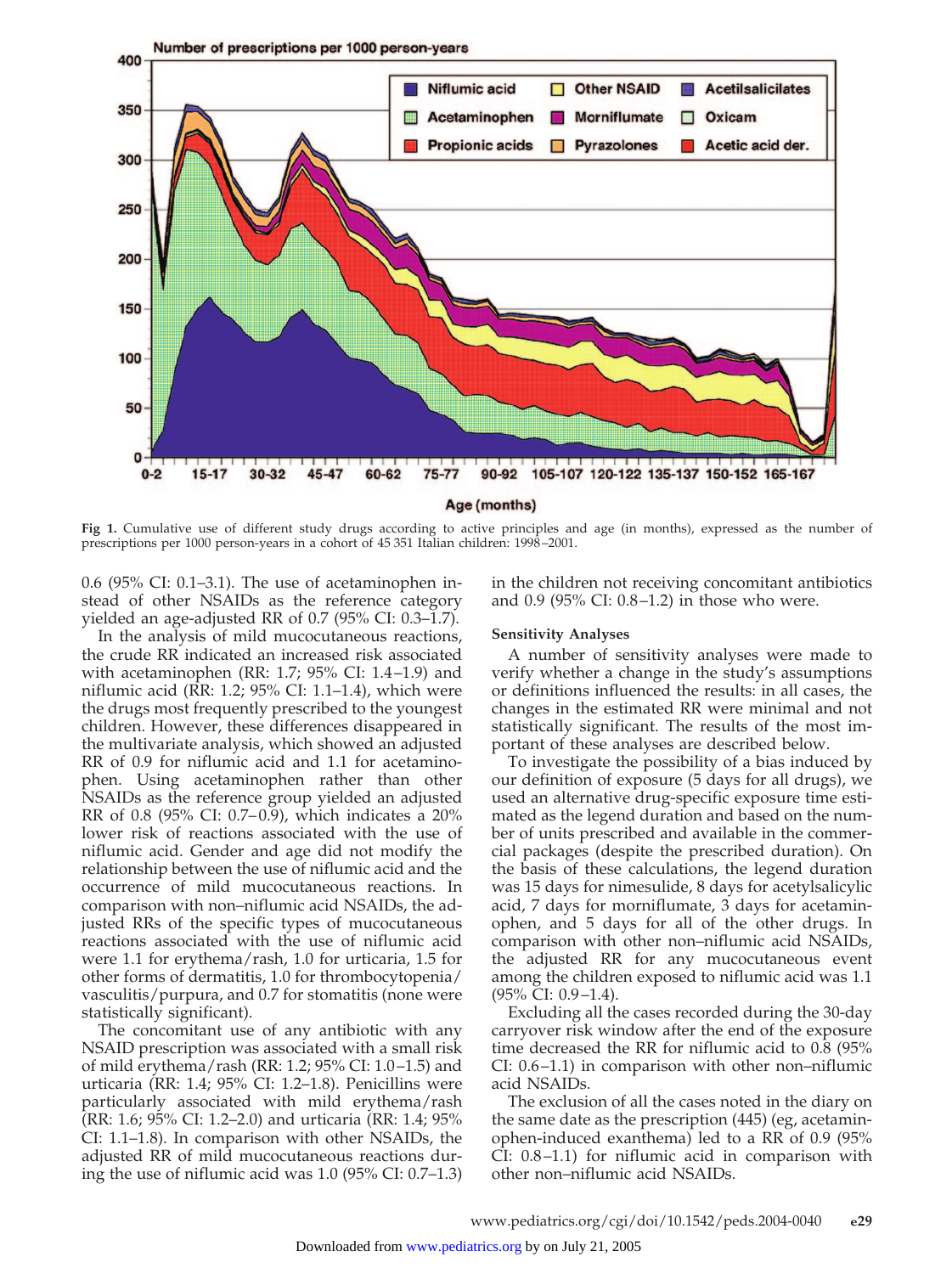Number of prescriptions per 1000 person-years

400
350
300
250
200
150
100
50
0

0-2 15-17 30-32 45-47 60-62 75-77 90-92 105-107 120-122 135-137 150-152 165-167

Age (months)

Niflumic acid
Acetaminophen
Propionic acids
Other NSAID
Morniflumate
Pyrazolones
Acetilsalicilates
Oxicam
Acetic acid der.

**Fig 1.** Cumulative use of different study drugs according to active principles and age (in months), expressed as the number of prescriptions per 1000 person-years in a cohort of 45 351 Italian children: 1998–2001.

0.6 (95% CI: 0.1–3.1). The use of acetaminophen instead of other NSAIDs as the reference category yielded an age-adjusted RR of 0.7 (95% CI: 0.3–1.7).

In the analysis of mild mucocutaneous reactions, the crude RR indicated an increased risk associated with acetaminophen (RR: 1.7; 95% CI: 1.4–1.9) and niflumic acid (RR: 1.2; 95% CI: 1.1–1.4), which were the drugs most frequently prescribed to the youngest children. However, these differences disappeared in the multivariate analysis, which showed an adjusted RR of 0.9 for niflumic acid and 1.1 for acetaminophen. Using acetaminophen rather than other NSAIDs as the reference group yielded an adjusted RR of 0.8 (95% CI: 0.7–0.9), which indicates a 20% lower risk of reactions associated with the use of niflumic acid. Gender and age did not modify the relationship between the use of niflumic acid and the occurrence of mild mucocutaneous reactions. In comparison with non–niflumic acid NSAIDs, the adjusted RRs of the specific types of mucocutaneous reactions associated with the use of niflumic acid were 1.1 for erythema/rash, 1.0 for urticaria, 1.5 for other forms of dermatitis, 1.0 for thrombocytopenia/vasculitis/purpura, and 0.7 for stomatitis (none were statistically significant).

The concomitant use of any antibiotic with any NSAID prescription was associated with a small risk of mild erythema/rash (RR: 1.2; 95% CI: 1.0–1.5) and urticaria (RR: 1.4; 95% CI: 1.2–1.8). Penicillins were particularly associated with mild erythema/rash (RR: 1.6; 95% CI: 1.2–2.0) and urticaria (RR: 1.4; 95% CI: 1.1–1.8). In comparison with other NSAIDs, the adjusted RR of mild mucocutaneous reactions during the use of niflumic acid was 1.0 (95% CI: 0.7–1.3) in the children not receiving concomitant antibiotics and 0.9 (95% CI: 0.8–1.2) in those who were.

### Sensitivity Analyses

A number of sensitivity analyses were made to verify whether a change in the study's assumptions or definitions influenced the results: in all cases, the changes in the estimated RR were minimal and not statistically significant. The results of the most important of these analyses are described below.

To investigate the possibility of a bias induced by our definition of exposure (5 days for all drugs), we used an alternative drug-specific exposure time estimated as the legend duration and based on the number of units prescribed and available in the commercial packages (despite the prescribed duration). On the basis of these calculations, the legend duration was 15 days for nimesulide, 8 days for acetylsalicylic acid, 7 days for morniflumate, 3 days for acetaminophen, and 5 days for all of the other drugs. In comparison with other non–niflumic acid NSAIDs, the adjusted RR for any mucocutaneous event among the children exposed to niflumic acid was 1.1 (95% CI: 0.9–1.4).

Excluding all the cases recorded during the 30-day carryover risk window after the end of the exposure time decreased the RR for niflumic acid to 0.8 (95% CI: 0.6–1.1) in comparison with other non–niflumic acid NSAIDs.

The exclusion of all the cases noted in the diary on the same date as the prescription (445) (eg, acetaminophen-induced exanthema) led to a RR of 0.9 (95% CI: 0.8–1.1) for niflumic acid in comparison with other non–niflumic acid NSAIDs.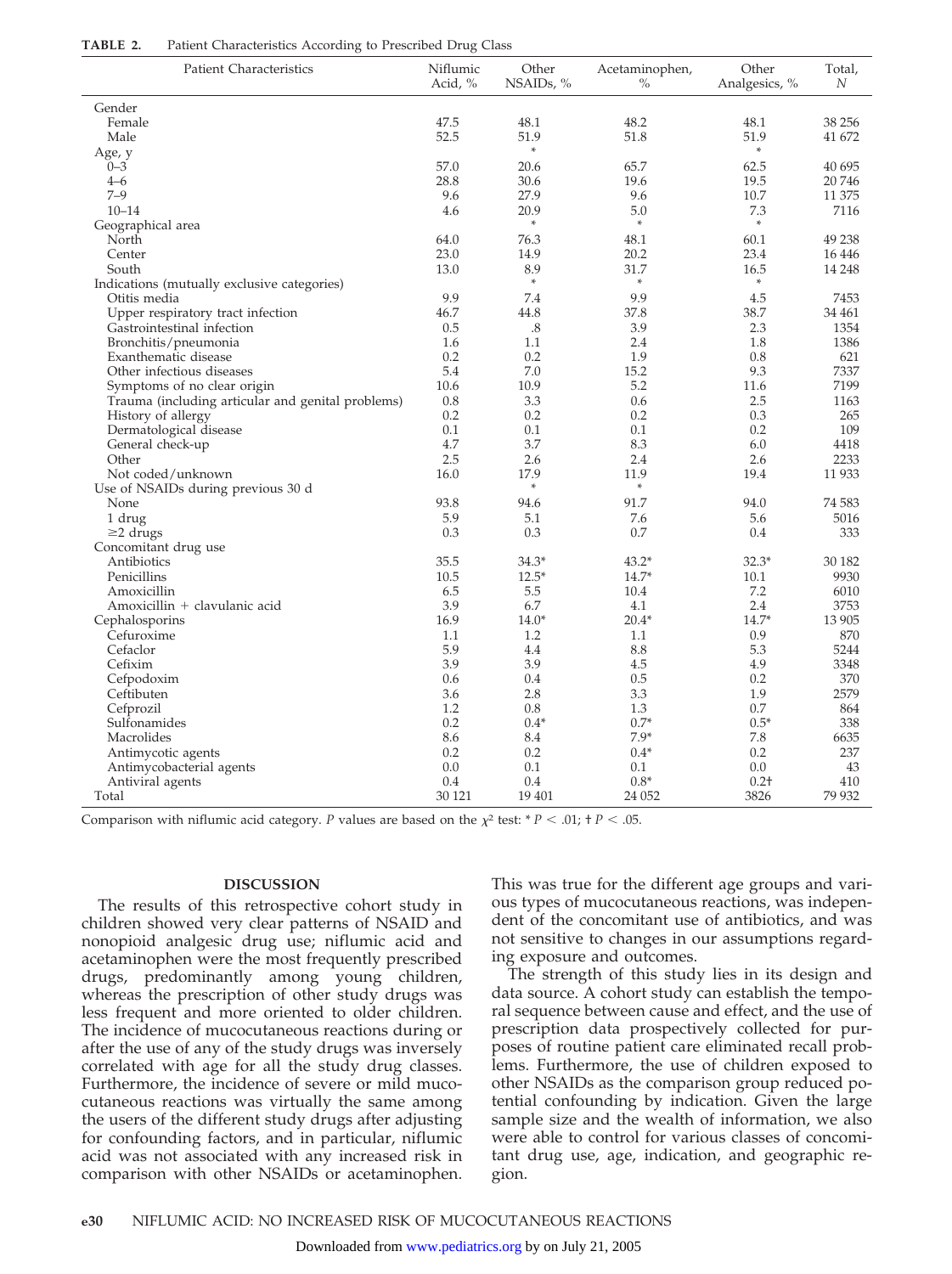**TABLE 2.** Patient Characteristics According to Prescribed Drug Class

| Patient Characteristics | Niflumic Acid, % | Other NSAIDs, % | Acetaminophen, % | Other Analgesics, % | Total, N |
|---|---|---|---|---|---|
| Gender | | | | | |
| Female | 47.5 | 48.1 | 48.2 | 48.1 | 38 256 |
| Male | 52.5 | 51.9 | 51.8 | 51.9 | 41 672 |
| | | * | | * | |
| Age, y | | | | | |
| 0–3 | 57.0 | 20.6 | 65.7 | 62.5 | 40 695 |
| 4–6 | 28.8 | 30.6 | 19.6 | 19.5 | 20 746 |
| 7–9 | 9.6 | 27.9 | 9.6 | 10.7 | 11 375 |
| 10–14 | 4.6 | 20.9 | 5.0 | 7.3 | 7116 |
| | | * | * | * | |
| Geographical area | | | | | |
| North | 64.0 | 76.3 | 48.1 | 60.1 | 49 238 |
| Center | 23.0 | 14.9 | 20.2 | 23.4 | 16 446 |
| South | 13.0 | 8.9 | 31.7 | 16.5 | 14 248 |
| | | * | * | * | |
| Indications (mutually exclusive categories) | | | | | |
| Otitis media | 9.9 | 7.4 | 9.9 | 4.5 | 7453 |
| Upper respiratory tract infection | 46.7 | 44.8 | 37.8 | 38.7 | 34 461 |
| Gastrointestinal infection | 0.5 | .8 | 3.9 | 2.3 | 1354 |
| Bronchitis/pneumonia | 1.6 | 1.1 | 2.4 | 1.8 | 1386 |
| Exanthematic disease | 0.2 | 0.2 | 1.9 | 0.8 | 621 |
| Other infectious diseases | 5.4 | 7.0 | 15.2 | 9.3 | 7337 |
| Symptoms of no clear origin | 10.6 | 10.9 | 5.2 | 11.6 | 7199 |
| Trauma (including articular and genital problems) | 0.8 | 3.3 | 0.6 | 2.5 | 1163 |
| History of allergy | 0.2 | 0.2 | 0.2 | 0.3 | 265 |
| Dermatological disease | 0.1 | 0.1 | 0.1 | 0.2 | 109 |
| General check-up | 4.7 | 3.7 | 8.3 | 6.0 | 4418 |
| Other | 2.5 | 2.6 | 2.4 | 2.6 | 2233 |
| Not coded/unknown | 16.0 | 17.9 | 11.9 | 19.4 | 11 933 |
| | | * | * | * | |
| Use of NSAIDs during previous 30 d | | | | | |
| None | 93.8 | 94.6 | 91.7 | 94.0 | 74 583 |
| 1 drug | 5.9 | 5.1 | 7.6 | 5.6 | 5016 |
| ≥2 drugs | 0.3 | 0.3 | 0.7 | 0.4 | 333 |
| Concomitant drug use | | | | | |
| Antibiotics | 35.5 | 34.3* | 43.2* | 32.3* | 30 182 |
| Penicillins | 10.5 | 12.5* | 14.7* | 10.1 | 9930 |
| Amoxicillin | 6.5 | 5.5 | 10.4 | 7.2 | 6010 |
| Amoxicillin + clavulanic acid | 3.9 | 6.7 | 4.1 | 2.4 | 3753 |
| Cephalosporins | 16.9 | 14.0* | 20.4* | 14.7* | 13 905 |
| Cefuroxime | 1.1 | 1.2 | 1.1 | 0.9 | 870 |
| Cefaclor | 5.9 | 4.4 | 8.8 | 5.3 | 5244 |
| Cefixim | 3.9 | 3.9 | 4.5 | 4.9 | 3348 |
| Cefpodoxim | 0.6 | 0.4 | 0.5 | 0.2 | 370 |
| Ceftibuten | 3.6 | 2.8 | 3.3 | 1.9 | 2579 |
| Cefprozil | 1.2 | 0.8 | 1.3 | 0.7 | 864 |
| Sulfonamides | 0.2 | 0.4* | 0.7* | 0.5* | 338 |
| Macrolides | 8.6 | 8.4 | 7.9* | 7.8 | 6635 |
| Antimycotic agents | 0.2 | 0.2 | 0.4* | 0.2 | 237 |
| Antimycobacterial agents | 0.0 | 0.1 | 0.1 | 0.0 | 43 |
| Antiviral agents | 0.4 | 0.4 | 0.8* | 0.2† | 410 |
| Total | 30 121 | 19 401 | 24 052 | 3826 | 79 932 |

Comparison with niflumic acid category. *P* values are based on the $\chi^2$ test: * $P < .01$; † $P < .05$.

## DISCUSSION

The results of this retrospective cohort study in children showed very clear patterns of NSAID and nonopioid analgesic drug use; niflumic acid and acetaminophen were the most frequently prescribed drugs, predominantly among young children, whereas the prescription of other study drugs was less frequent and more oriented to older children. The incidence of mucocutaneous reactions during or after the use of any of the study drugs was inversely correlated with age for all the study drug classes. Furthermore, the incidence of severe or mild mucocutaneous reactions was virtually the same among the users of the different study drugs after adjusting for confounding factors, and in particular, niflumic acid was not associated with any increased risk in comparison with other NSAIDs or acetaminophen. This was true for the different age groups and various types of mucocutaneous reactions, was independent of the concomitant use of antibiotics, and was not sensitive to changes in our assumptions regarding exposure and outcomes.

The strength of this study lies in its design and data source. A cohort study can establish the temporal sequence between cause and effect, and the use of prescription data prospectively collected for purposes of routine patient care eliminated recall problems. Furthermore, the use of children exposed to other NSAIDs as the comparison group reduced potential confounding by indication. Given the large sample size and the wealth of information, we also were able to control for various classes of concomitant drug use, age, indication, and geographic region.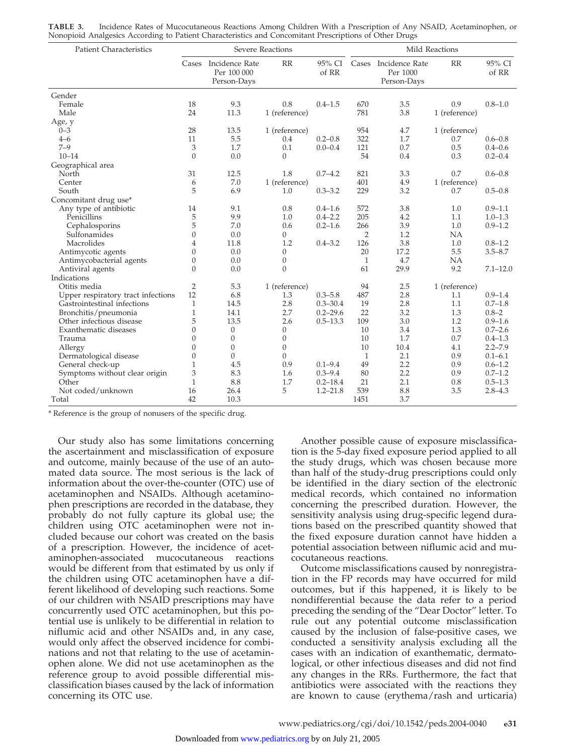**TABLE 3.** Incidence Rates of Mucocutaneous Reactions Among Children With a Prescription of Any NSAID, Acetaminophen, or Nonopioid Analgesics According to Patient Characteristics and Concomitant Prescriptions of Other Drugs

| Patient Characteristics | Severe Reactions | | | | Mild Reactions | | | |
|---|---|---|---|---|---|---|---|---|
| | Cases | Incidence Rate Per 100 000 Person-Days | RR | 95% CI of RR | Cases | Incidence Rate Per 1000 Person-Days | RR | 95% CI of RR |
| Gender | | | | | | | | |
| Female | 18 | 9.3 | 0.8 | 0.4–1.5 | 670 | 3.5 | 0.9 | 0.8–1.0 |
| Male | 24 | 11.3 | 1 (reference) | | 781 | 3.8 | 1 (reference) | |
| Age, y | | | | | | | | |
| 0–3 | 28 | 13.5 | 1 (reference) | | 954 | 4.7 | 1 (reference) | |
| 4–6 | 11 | 5.5 | 0.4 | 0.2–0.8 | 322 | 1.7 | 0.7 | 0.6–0.8 |
| 7–9 | 3 | 1.7 | 0.1 | 0.0–0.4 | 121 | 0.7 | 0.5 | 0.4–0.6 |
| 10–14 | 0 | 0.0 | 0 | | 54 | 0.4 | 0.3 | 0.2–0.4 |
| Geographical area | | | | | | | | |
| North | 31 | 12.5 | 1.8 | 0.7–4.2 | 821 | 3.3 | 0.7 | 0.6–0.8 |
| Center | 6 | 7.0 | 1 (reference) | | 401 | 4.9 | 1 (reference) | |
| South | 5 | 6.9 | 1.0 | 0.3–3.2 | 229 | 3.2 | 0.7 | 0.5–0.8 |
| Concomitant drug use* | | | | | | | | |
| Any type of antibiotic | 14 | 9.1 | 0.8 | 0.4–1.6 | 572 | 3.8 | 1.0 | 0.9–1.1 |
| Penicillins | 5 | 9.9 | 1.0 | 0.4–2.2 | 205 | 4.2 | 1.1 | 1.0–1.3 |
| Cephalosporins | 5 | 7.0 | 0.6 | 0.2–1.6 | 266 | 3.9 | 1.0 | 0.9–1.2 |
| Sulfonamides | 0 | 0.0 | 0 | | 2 | 1.2 | NA | |
| Macrolides | 4 | 11.8 | 1.2 | 0.4–3.2 | 126 | 3.8 | 1.0 | 0.8–1.2 |
| Antimycotic agents | 0 | 0.0 | 0 | | 20 | 17.2 | 5.5 | 3.5–8.7 |
| Antimycobacterial agents | 0 | 0.0 | 0 | | 1 | 4.7 | NA | |
| Antiviral agents | 0 | 0.0 | 0 | | 61 | 29.9 | 9.2 | 7.1–12.0 |
| Indications | | | | | | | | |
| Otitis media | 2 | 5.3 | 1 (reference) | | 94 | 2.5 | 1 (reference) | |
| Upper respiratory tract infections | 12 | 6.8 | 1.3 | 0.3–5.8 | 487 | 2.8 | 1.1 | 0.9–1.4 |
| Gastrointestinal infections | 1 | 14.5 | 2.8 | 0.3–30.4 | 19 | 2.8 | 1.1 | 0.7–1.8 |
| Bronchitis/pneumonia | 1 | 14.1 | 2.7 | 0.2–29.6 | 22 | 3.2 | 1.3 | 0.8–2 |
| Other infectious disease | 5 | 13.5 | 2.6 | 0.5–13.3 | 109 | 3.0 | 1.2 | 0.9–1.6 |
| Exanthematic diseases | 0 | 0 | 0 | | 10 | 3.4 | 1.3 | 0.7–2.6 |
| Trauma | 0 | 0 | 0 | | 10 | 1.7 | 0.7 | 0.4–1.3 |
| Allergy | 0 | 0 | 0 | | 10 | 10.4 | 4.1 | 2.2–7.9 |
| Dermatological disease | 0 | 0 | 0 | | 1 | 2.1 | 0.9 | 0.1–6.1 |
| General check-up | 1 | 4.5 | 0.9 | 0.1–9.4 | 49 | 2.2 | 0.9 | 0.6–1.2 |
| Symptoms without clear origin | 3 | 8.3 | 1.6 | 0.3–9.4 | 80 | 2.2 | 0.9 | 0.7–1.2 |
| Other | 1 | 8.8 | 1.7 | 0.2–18.4 | 21 | 2.1 | 0.8 | 0.5–1.3 |
| Not coded/unknown | 16 | 26.4 | 5 | 1.2–21.8 | 539 | 8.8 | 3.5 | 2.8–4.3 |
| Total | 42 | 10.3 | | | 1451 | 3.7 | | |

* Reference is the group of nonusers of the specific drug.

Our study also has some limitations concerning the ascertainment and misclassification of exposure and outcome, mainly because of the use of an automated data source. The most serious is the lack of information about the over-the-counter (OTC) use of acetaminophen and NSAIDs. Although acetaminophen prescriptions are recorded in the database, they probably do not fully capture its global use; the children using OTC acetaminophen were not included because our cohort was created on the basis of a prescription. However, the incidence of acetaminophen-associated mucocutaneous reactions would be different from that estimated by us only if the children using OTC acetaminophen have a different likelihood of developing such reactions. Some of our children with NSAID prescriptions may have concurrently used OTC acetaminophen, but this potential use is unlikely to be differential in relation to niflumic acid and other NSAIDs and, in any case, would only affect the observed incidence for combinations and not that relating to the use of acetaminophen alone. We did not use acetaminophen as the reference group to avoid possible differential misclassification biases caused by the lack of information concerning its OTC use.

Another possible cause of exposure misclassification is the 5-day fixed exposure period applied to all the study drugs, which was chosen because more than half of the study-drug prescriptions could only be identified in the diary section of the electronic medical records, which contained no information concerning the prescribed duration. However, the sensitivity analysis using drug-specific legend durations based on the prescribed quantity showed that the fixed exposure duration cannot have hidden a potential association between niflumic acid and mucocutaneous reactions.

Outcome misclassifications caused by nonregistration in the FP records may have occurred for mild outcomes, but if this happened, it is likely to be nondifferential because the data refer to a period preceding the sending of the "Dear Doctor" letter. To rule out any potential outcome misclassification caused by the inclusion of false-positive cases, we conducted a sensitivity analysis excluding all the cases with an indication of exanthematic, dermatological, or other infectious diseases and did not find any changes in the RRs. Furthermore, the fact that antibiotics were associated with the reactions they are known to cause (erythema/rash and urticaria)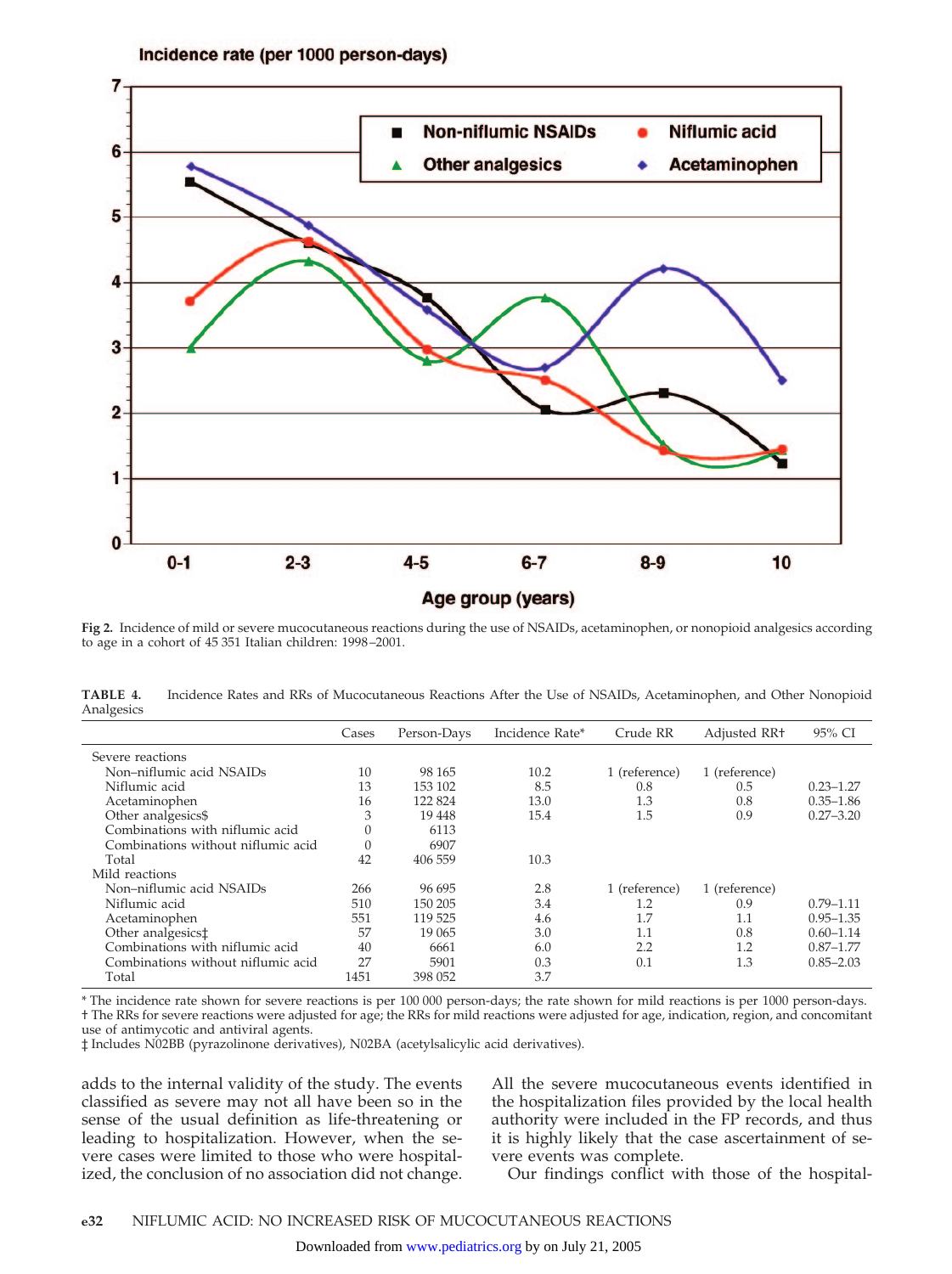Incidence rate (per 1000 person-days)

7
6
5
4
3
2
1
0

Non-niflumic NSAIDs
Niflumic acid
Other analgesics
Acetaminophen

0-1
2-3
4-5
6-7
8-9
10

Age group (years)

**Fig 2.** Incidence of mild or severe mucocutaneous reactions during the use of NSAIDs, acetaminophen, or nonopioid analgesics according to age in a cohort of 45 351 Italian children: 1998–2001.

**TABLE 4.** Incidence Rates and RRs of Mucocutaneous Reactions After the Use of NSAIDs, Acetaminophen, and Other Nonopioid Analgesics

| | Cases | Person-Days | Incidence Rate* | Crude RR | Adjusted RR† | 95% CI |
|---|---|---|---|---|---|---|
| Severe reactions | | | | | | |
| Non–niflumic acid NSAIDs | 10 | 98 165 | 10.2 | 1 (reference) | 1 (reference) | |
| Niflumic acid | 13 | 153 102 | 8.5 | 0.8 | 0.5 | 0.23–1.27 |
| Acetaminophen | 16 | 122 824 | 13.0 | 1.3 | 0.8 | 0.35–1.86 |
| Other analgesics$ | 3 | 19 448 | 15.4 | 1.5 | 0.9 | 0.27–3.20 |
| Combinations with niflumic acid | 0 | 6113 | | | | |
| Combinations without niflumic acid | 0 | 6907 | | | | |
| Total | 42 | 406 559 | 10.3 | | | |
| Mild reactions | | | | | | |
| Non–niflumic acid NSAIDs | 266 | 96 695 | 2.8 | 1 (reference) | 1 (reference) | |
| Niflumic acid | 510 | 150 205 | 3.4 | 1.2 | 0.9 | 0.79–1.11 |
| Acetaminophen | 551 | 119 525 | 4.6 | 1.7 | 1.1 | 0.95–1.35 |
| Other analgesics‡ | 57 | 19 065 | 3.0 | 1.1 | 0.8 | 0.60–1.14 |
| Combinations with niflumic acid | 40 | 6661 | 6.0 | 2.2 | 1.2 | 0.87–1.77 |
| Combinations without niflumic acid | 27 | 5901 | 0.3 | 0.1 | 1.3 | 0.85–2.03 |
| Total | 1451 | 398 052 | 3.7 | | | |

\* The incidence rate shown for severe reactions is per 100 000 person-days; the rate shown for mild reactions is per 1000 person-days.
† The RRs for severe reactions were adjusted for age; the RRs for mild reactions were adjusted for age, indication, region, and concomitant use of antimycotic and antiviral agents.
‡ Includes N02BB (pyrazolinone derivatives), N02BA (acetylsalicylic acid derivatives).

adds to the internal validity of the study. The events classified as severe may not all have been so in the sense of the usual definition as life-threatening or leading to hospitalization. However, when the severe cases were limited to those who were hospitalized, the conclusion of no association did not change. All the severe mucocutaneous events identified in the hospitalization files provided by the local health authority were included in the FP records, and thus it is highly likely that the case ascertainment of severe events was complete.

Our findings conflict with those of the hospital-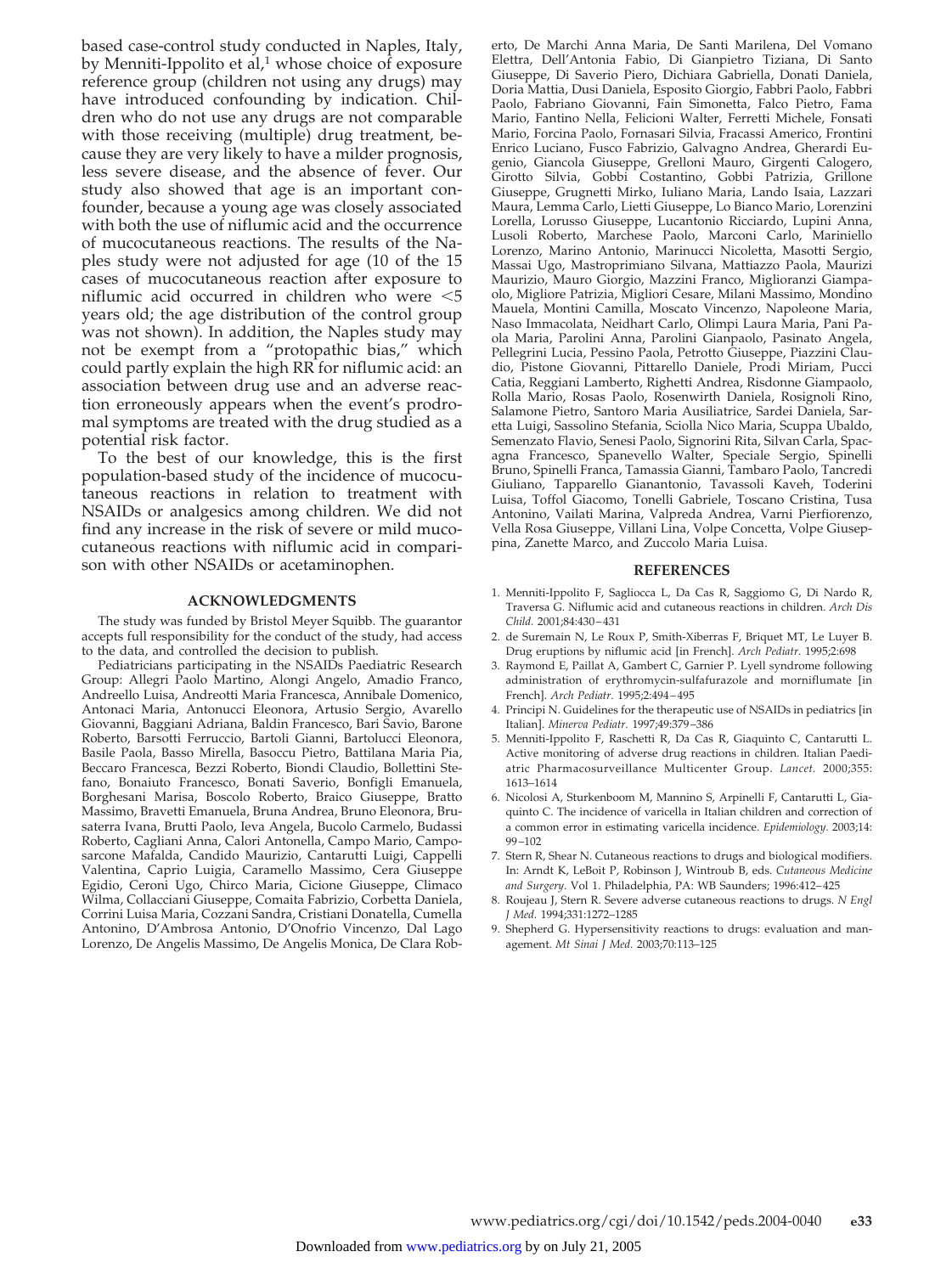based case-control study conducted in Naples, Italy, by Menniti-Ippolito et al,[1] whose choice of exposure reference group (children not using any drugs) may have introduced confounding by indication. Children who do not use any drugs are not comparable with those receiving (multiple) drug treatment, because they are very likely to have a milder prognosis, less severe disease, and the absence of fever. Our study also showed that age is an important confounder, because a young age was closely associated with both the use of niflumic acid and the occurrence of mucocutaneous reactions. The results of the Naples study were not adjusted for age (10 of the 15 cases of mucocutaneous reaction after exposure to niflumic acid occurred in children who were <5 years old; the age distribution of the control group was not shown). In addition, the Naples study may not be exempt from a "protopathic bias," which could partly explain the high RR for niflumic acid: an association between drug use and an adverse reaction erroneously appears when the event's prodromal symptoms are treated with the drug studied as a potential risk factor.

To the best of our knowledge, this is the first population-based study of the incidence of mucocutaneous reactions in relation to treatment with NSAIDs or analgesics among children. We did not find any increase in the risk of severe or mild mucocutaneous reactions with niflumic acid in comparison with other NSAIDs or acetaminophen.

## ACKNOWLEDGMENTS

The study was funded by Bristol Meyer Squibb. The guarantor accepts full responsibility for the conduct of the study, had access to the data, and controlled the decision to publish.

Pediatricians participating in the NSAIDs Paediatric Research Group: Allegri Paolo Martino, Alongi Angelo, Amadio Franco, Andreello Luisa, Andreotti Maria Francesca, Annibale Domenico, Antonaci Maria, Antonucci Eleonora, Artusio Sergio, Avarello Giovanni, Baggiani Adriana, Baldin Francesco, Bari Savio, Barone Roberto, Barsotti Ferruccio, Bartoli Gianni, Bartolucci Eleonora, Basile Paola, Basso Mirella, Basoccu Pietro, Battilana Maria Pia, Beccaro Francesca, Bezzi Roberto, Biondi Claudio, Bollettini Stefano, Bonaiuto Francesco, Bonati Saverio, Bonfigli Emanuela, Borghesani Marisa, Boscolo Roberto, Braico Giuseppe, Bratto Massimo, Bravetti Emanuela, Bruna Andrea, Bruno Eleonora, Brusaterra Ivana, Brutti Paolo, Ieva Angela, Bucolo Carmelo, Budassi Roberto, Cagliani Anna, Calori Antonella, Campo Mario, Camposarcone Mafalda, Candido Maurizio, Cantarutti Luigi, Cappelli Valentina, Caprio Luigia, Caramello Massimo, Cera Giuseppe Egidio, Ceroni Ugo, Chirco Maria, Cicione Giuseppe, Climaco Wilma, Collacciani Giuseppe, Comaita Fabrizio, Corbetta Daniela, Corrini Luisa Maria, Cozzani Sandra, Cristiani Donatella, Cumella Antonino, D'Ambrosa Antonio, D'Onofrio Vincenzo, Dal Lago Lorenzo, De Angelis Massimo, De Angelis Monica, De Clara Roberto, De Marchi Anna Maria, De Santi Marilena, Del Vomano Elettra, Dell'Antonia Fabio, Di Gianpietro Tiziana, Di Santo Giuseppe, Di Saverio Piero, Dichiara Gabriella, Donati Daniela, Doria Mattia, Dusi Daniela, Esposito Giorgio, Fabbri Paolo, Fabbri Paolo, Fabriano Giovanni, Fain Simonetta, Falco Pietro, Fama Mario, Fantino Nella, Felicioni Walter, Ferretti Michele, Fonsati Mario, Forcina Paolo, Fornasari Silvia, Fracassi Americo, Frontini Enrico Luciano, Fusco Fabrizio, Galvagno Andrea, Gherardi Eugenio, Giancola Giuseppe, Grelloni Mauro, Girgenti Calogero, Girotto Silvia, Gobbi Costantino, Gobbi Patrizia, Grillone Giuseppe, Grugnetti Mirko, Iuliano Maria, Lando Isaia, Lazzari Maura, Lemma Carlo, Lietti Giuseppe, Lo Bianco Mario, Lorenzini Lorella, Lorusso Giuseppe, Lucantonio Ricciardo, Lupini Anna, Lusoli Roberto, Marchese Paolo, Marconi Carlo, Mariniello Lorenzo, Marino Antonio, Marinucci Nicoletta, Masotti Sergio, Massai Ugo, Mastroprimiano Silvana, Mattiazzo Paola, Maurizi Maurizio, Mauro Giorgio, Mazzini Franco, Miglioranzi Giampaolo, Migliore Patrizia, Migliori Cesare, Milani Massimo, Mondino Mauela, Montini Camilla, Moscato Vincenzo, Napoleone Maria, Naso Immacolata, Neidhart Carlo, Olimpi Laura Maria, Pani Paola Maria, Parolini Anna, Parolini Gianpaolo, Pasinato Angela, Pellegrini Lucia, Pessino Paola, Petrotto Giuseppe, Piazzini Claudio, Pistone Giovanni, Pittarello Daniele, Prodi Miriam, Pucci Catia, Reggiani Lamberto, Righetti Andrea, Risdonne Giampaolo, Rolla Mario, Rosas Paolo, Rosenwirth Daniela, Rosignoli Rino, Salamone Pietro, Santoro Maria Ausiliatrice, Sardei Daniela, Saretta Luigi, Sassolino Stefania, Sciolla Nico Maria, Scuppa Ubaldo, Semenzato Flavio, Senesi Paolo, Signorini Rita, Silvan Carla, Spacagna Francesco, Spanevello Walter, Speciale Sergio, Spinelli Bruno, Spinelli Franca, Tamassia Gianni, Tambaro Paolo, Tancredi Giuliano, Tapparello Gianantonio, Tavassoli Kaveh, Toderini Luisa, Toffol Giacomo, Tonelli Gabriele, Toscano Cristina, Tusa Antonino, Vailati Marina, Valpreda Andrea, Varni Pierfiorenzo, Vella Rosa Giuseppe, Villani Lina, Volpe Concetta, Volpe Giuseppina, Zanette Marco, and Zuccolo Maria Luisa.

## REFERENCES

1. Menniti-Ippolito F, Sagliocca L, Da Cas R, Saggiomo G, Di Nardo R, Traversa G. Niflumic acid and cutaneous reactions in children. *Arch Dis Child.* 2001;84:430–431
2. de Suremain N, Le Roux P, Smith-Xiberras F, Briquet MT, Le Luyer B. Drug eruptions by niflumic acid [in French]. *Arch Pediatr.* 1995;2:698
3. Raymond E, Paillat A, Gambert C, Garnier P. Lyell syndrome following administration of erythromycin-sulfafurazole and morniflumate [in French]. *Arch Pediatr.* 1995;2:494–495
4. Principi N. Guidelines for the therapeutic use of NSAIDs in pediatrics [in Italian]. *Minerva Pediatr.* 1997;49:379–386
5. Menniti-Ippolito F, Raschetti R, Da Cas R, Giaquinto C, Cantarutti L. Active monitoring of adverse drug reactions in children. Italian Paediatric Pharmacosurveillance Multicenter Group. *Lancet.* 2000;355: 1613–1614
6. Nicolosi A, Sturkenboom M, Mannino S, Arpinelli F, Cantarutti L, Giaquinto C. The incidence of varicella in Italian children and correction of a common error in estimating varicella incidence. *Epidemiology.* 2003;14: 99–102
7. Stern R, Shear N. Cutaneous reactions to drugs and biological modifiers. In: Arndt K, LeBoit P, Robinson J, Wintroub B, eds. *Cutaneous Medicine and Surgery*. Vol 1. Philadelphia, PA: WB Saunders; 1996:412–425
8. Roujeau J, Stern R. Severe adverse cutaneous reactions to drugs. *N Engl J Med.* 1994;331:1272–1285
9. Shepherd G. Hypersensitivity reactions to drugs: evaluation and management. *Mt Sinai J Med.* 2003;70:113–125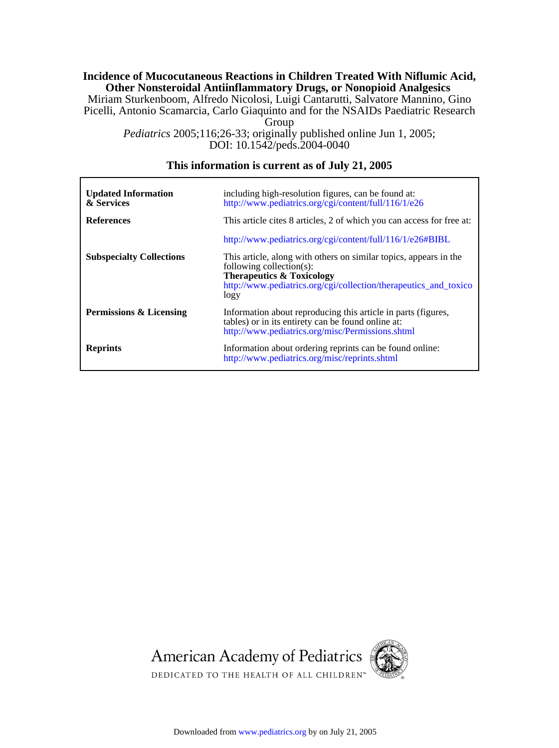**Incidence of Mucocutaneous Reactions in Children Treated With Niflumic Acid, Other Nonsteroidal Antiinflammatory Drugs, or Nonopioid Analgesics**

Miriam Sturkenboom, Alfredo Nicolosi, Luigi Cantarutti, Salvatore Mannino, Gino Picelli, Antonio Scamarcia, Carlo Giaquinto and for the NSAIDs Paediatric Research Group

*Pediatrics* 2005;116;26-33; originally published online Jun 1, 2005;
DOI: 10.1542/peds.2004-0040

**This information is current as of July 21, 2005**

| | |
|---|---|
| **Updated Information & Services** | including high-resolution figures, can be found at: http://www.pediatrics.org/cgi/content/full/116/1/e26 |
| **References** | This article cites 8 articles, 2 of which you can access for free at: http://www.pediatrics.org/cgi/content/full/116/1/e26#BIBL |
| **Subspecialty Collections** | This article, along with others on similar topics, appears in the following collection(s): **Therapeutics & Toxicology** http://www.pediatrics.org/cgi/collection/therapeutics_and_toxicology |
| **Permissions & Licensing** | Information about reproducing this article in parts (figures, tables) or in its entirety can be found online at: http://www.pediatrics.org/misc/Permissions.shtml |
| **Reprints** | Information about ordering reprints can be found online: http://www.pediatrics.org/misc/reprints.shtml |

American Academy of Pediatrics

DEDICATED TO THE HEALTH OF ALL CHILDREN™

Downloaded from www.pediatrics.org by on July 21, 2005